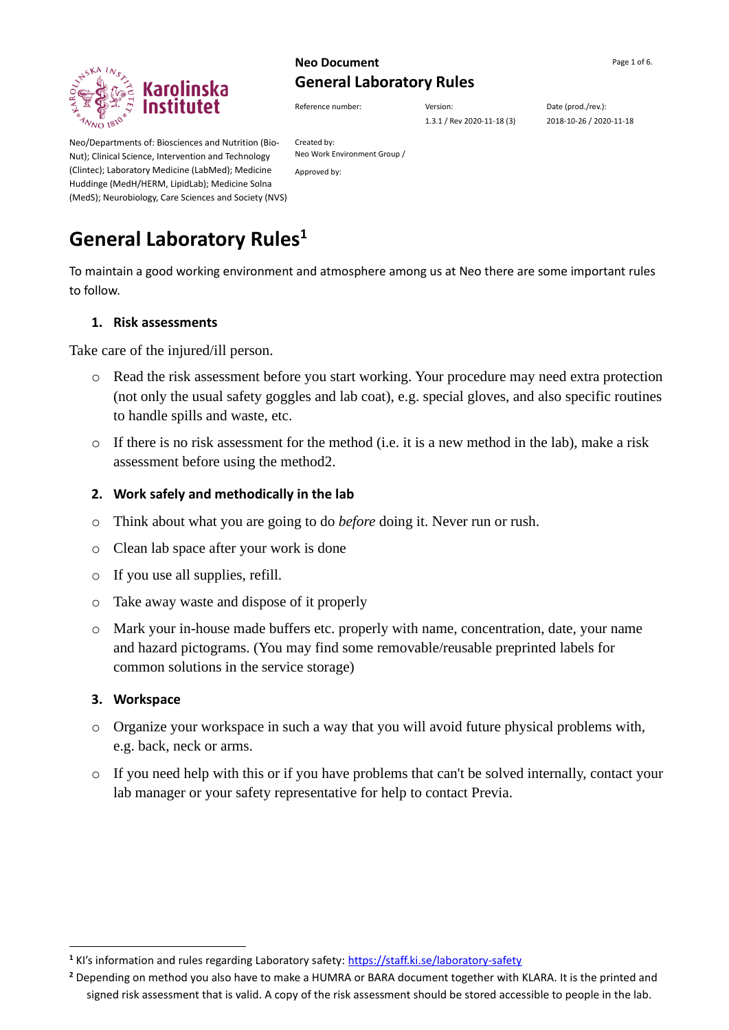**Neo Document**

**General Laboratory Rules**

| Reference number: | Version: | Date (prod./rev.): |
| --- | --- | --- |
| | 1.3.1 / Rev 2020-11-18 (3) | 2018-10-26 / 2020-11-18 |

Neo/Departments of: Biosciences and Nutrition (Bio-Nut); Clinical Science, Intervention and Technology (Clintec); Laboratory Medicine (LabMed); Medicine Huddinge (MedH/HERM, LipidLab); Medicine Solna (MedS); Neurobiology, Care Sciences and Society (NVS)

Created by:
Neo Work Environment Group /

Approved by:

# General Laboratory Rules[1]

To maintain a good working environment and atmosphere among us at Neo there are some important rules to follow.

## 1. Risk assessments

Take care of the injured/ill person.

- Read the risk assessment before you start working. Your procedure may need extra protection (not only the usual safety goggles and lab coat), e.g. special gloves, and also specific routines to handle spills and waste, etc.
- If there is no risk assessment for the method (i.e. it is a new method in the lab), make a risk assessment before using the method2.

## 2. Work safely and methodically in the lab

- Think about what you are going to do *before* doing it. Never run or rush.
- Clean lab space after your work is done
- If you use all supplies, refill.
- Take away waste and dispose of it properly
- Mark your in-house made buffers etc. properly with name, concentration, date, your name and hazard pictograms. (You may find some removable/reusable preprinted labels for common solutions in the service storage)

## 3. Workspace

- Organize your workspace in such a way that you will avoid future physical problems with, e.g. back, neck or arms.
- If you need help with this or if you have problems that can't be solved internally, contact your lab manager or your safety representative for help to contact Previa.

---

[1] KI's information and rules regarding Laboratory safety: https://staff.ki.se/laboratory-safety

[2] Depending on method you also have to make a HUMRA or BARA document together with KLARA. It is the printed and signed risk assessment that is valid. A copy of the risk assessment should be stored accessible to people in the lab.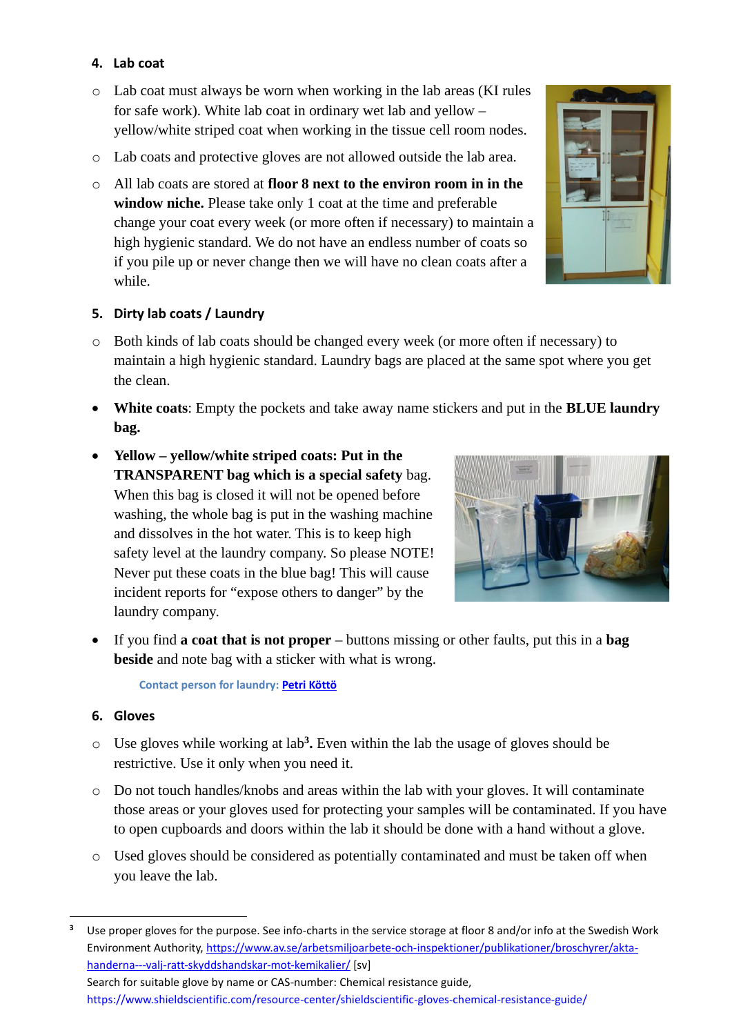## 4. Lab coat

- Lab coat must always be worn when working in the lab areas (KI rules for safe work). White lab coat in ordinary wet lab and yellow – yellow/white striped coat when working in the tissue cell room nodes.
- Lab coats and protective gloves are not allowed outside the lab area.
- All lab coats are stored at **floor 8 next to the environ room in in the window niche.** Please take only 1 coat at the time and preferable change your coat every week (or more often if necessary) to maintain a high hygienic standard. We do not have an endless number of coats so if you pile up or never change then we will have no clean coats after a while.

## 5. Dirty lab coats / Laundry

- Both kinds of lab coats should be changed every week (or more often if necessary) to maintain a high hygienic standard. Laundry bags are placed at the same spot where you get the clean.

- **White coats**: Empty the pockets and take away name stickers and put in the **BLUE laundry bag.**
- **Yellow – yellow/white striped coats: Put in the TRANSPARENT bag which is a special safety** bag. When this bag is closed it will not be opened before washing, the whole bag is put in the washing machine and dissolves in the hot water. This is to keep high safety level at the laundry company. So please NOTE! Never put these coats in the blue bag! This will cause incident reports for "expose others to danger" by the laundry company.
- If you find **a coat that is not proper** – buttons missing or other faults, put this in a **bag beside** and note bag with a sticker with what is wrong.

  **Contact person for laundry: Petri Köttö**

## 6. Gloves

- Use gloves while working at lab[3]**.** Even within the lab the usage of gloves should be restrictive. Use it only when you need it.
- Do not touch handles/knobs and areas within the lab with your gloves. It will contaminate those areas or your gloves used for protecting your samples will be contaminated. If you have to open cupboards and doors within the lab it should be done with a hand without a glove.
- Used gloves should be considered as potentially contaminated and must be taken off when you leave the lab.

---

[3] Use proper gloves for the purpose. See info-charts in the service storage at floor 8 and/or info at the Swedish Work Environment Authority, https://www.av.se/arbetsmiljoarbete-och-inspektioner/publikationer/broschyrer/akta-handerna---valj-ratt-skyddshandskar-mot-kemikalier/ [sv]
Search for suitable glove by name or CAS-number: Chemical resistance guide, https://www.shieldscientific.com/resource-center/shieldscientific-gloves-chemical-resistance-guide/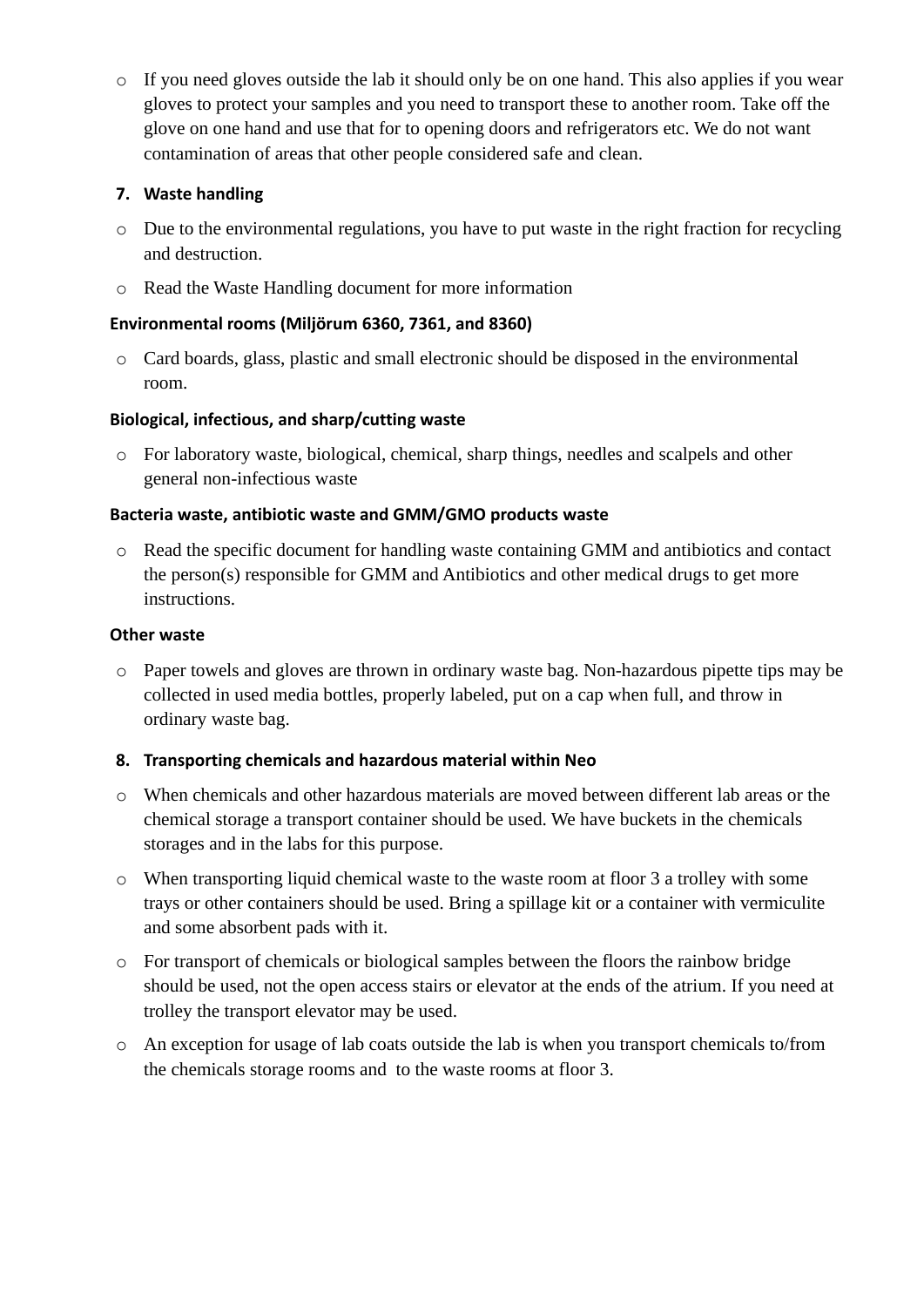- If you need gloves outside the lab it should only be on one hand. This also applies if you wear gloves to protect your samples and you need to transport these to another room. Take off the glove on one hand and use that for to opening doors and refrigerators etc. We do not want contamination of areas that other people considered safe and clean.

## 7. Waste handling

- Due to the environmental regulations, you have to put waste in the right fraction for recycling and destruction.
- Read the Waste Handling document for more information

### Environmental rooms (Miljörum 6360, 7361, and 8360)

- Card boards, glass, plastic and small electronic should be disposed in the environmental room.

### Biological, infectious, and sharp/cutting waste

- For laboratory waste, biological, chemical, sharp things, needles and scalpels and other general non-infectious waste

### Bacteria waste, antibiotic waste and GMM/GMO products waste

- Read the specific document for handling waste containing GMM and antibiotics and contact the person(s) responsible for GMM and Antibiotics and other medical drugs to get more instructions.

### Other waste

- Paper towels and gloves are thrown in ordinary waste bag. Non-hazardous pipette tips may be collected in used media bottles, properly labeled, put on a cap when full, and throw in ordinary waste bag.

## 8. Transporting chemicals and hazardous material within Neo

- When chemicals and other hazardous materials are moved between different lab areas or the chemical storage a transport container should be used. We have buckets in the chemicals storages and in the labs for this purpose.
- When transporting liquid chemical waste to the waste room at floor 3 a trolley with some trays or other containers should be used. Bring a spillage kit or a container with vermiculite and some absorbent pads with it.
- For transport of chemicals or biological samples between the floors the rainbow bridge should be used, not the open access stairs or elevator at the ends of the atrium. If you need at trolley the transport elevator may be used.
- An exception for usage of lab coats outside the lab is when you transport chemicals to/from the chemicals storage rooms and  to the waste rooms at floor 3.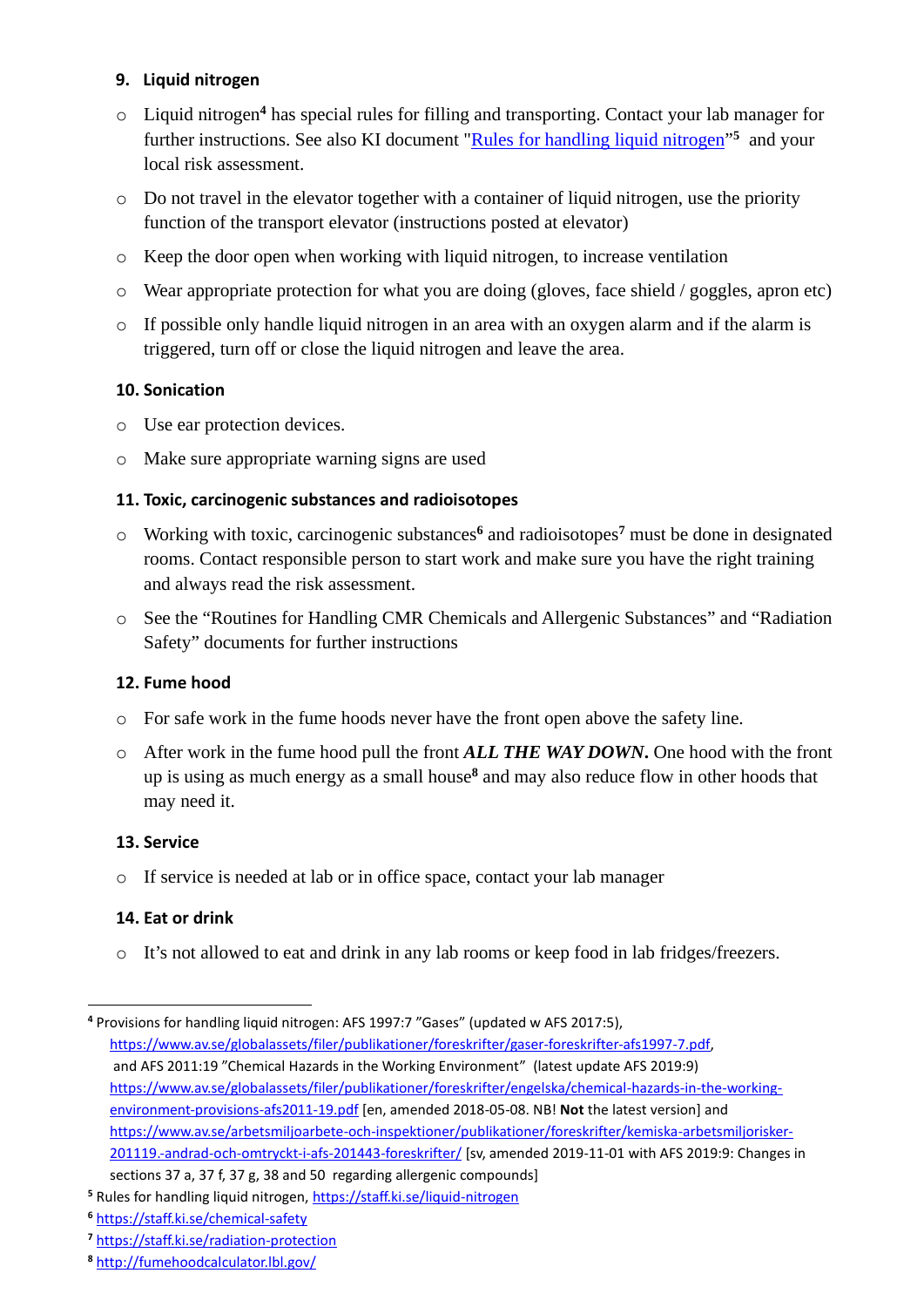### 9. Liquid nitrogen

- Liquid nitrogen[4] has special rules for filling and transporting. Contact your lab manager for further instructions. See also KI document "[Rules for handling liquid nitrogen](https://staff.ki.se/liquid-nitrogen)"[5] and your local risk assessment.
- Do not travel in the elevator together with a container of liquid nitrogen, use the priority function of the transport elevator (instructions posted at elevator)
- Keep the door open when working with liquid nitrogen, to increase ventilation
- Wear appropriate protection for what you are doing (gloves, face shield / goggles, apron etc)
- If possible only handle liquid nitrogen in an area with an oxygen alarm and if the alarm is triggered, turn off or close the liquid nitrogen and leave the area.

### 10. Sonication

- Use ear protection devices.
- Make sure appropriate warning signs are used

### 11. Toxic, carcinogenic substances and radioisotopes

- Working with toxic, carcinogenic substances[6] and radioisotopes[7] must be done in designated rooms. Contact responsible person to start work and make sure you have the right training and always read the risk assessment.
- See the "Routines for Handling CMR Chemicals and Allergenic Substances" and "Radiation Safety" documents for further instructions

### 12. Fume hood

- For safe work in the fume hoods never have the front open above the safety line.
- After work in the fume hood pull the front ***ALL THE WAY DOWN.*** One hood with the front up is using as much energy as a small house[8] and may also reduce flow in other hoods that may need it.

### 13. Service

- If service is needed at lab or in office space, contact your lab manager

### 14. Eat or drink

- It's not allowed to eat and drink in any lab rooms or keep food in lab fridges/freezers.

---

[4] Provisions for handling liquid nitrogen: AFS 1997:7 "Gases" (updated w AFS 2017:5), https://www.av.se/globalassets/filer/publikationer/foreskrifter/gaser-foreskrifter-afs1997-7.pdf, and AFS 2011:19 "Chemical Hazards in the Working Environment" (latest update AFS 2019:9) https://www.av.se/globalassets/filer/publikationer/foreskrifter/engelska/chemical-hazards-in-the-working-environment-provisions-afs2011-19.pdf [en, amended 2018-05-08. NB! **Not** the latest version] and https://www.av.se/arbetsmiljoarbete-och-inspektioner/publikationer/foreskrifter/kemiska-arbetsmiljorisker-201119.-andrad-och-omtryckt-i-afs-201443-foreskrifter/ [sv, amended 2019-11-01 with AFS 2019:9: Changes in sections 37 a, 37 f, 37 g, 38 and 50 regarding allergenic compounds]

[5] Rules for handling liquid nitrogen, https://staff.ki.se/liquid-nitrogen

[6] https://staff.ki.se/chemical-safety

[7] https://staff.ki.se/radiation-protection

[8] http://fumehoodcalculator.lbl.gov/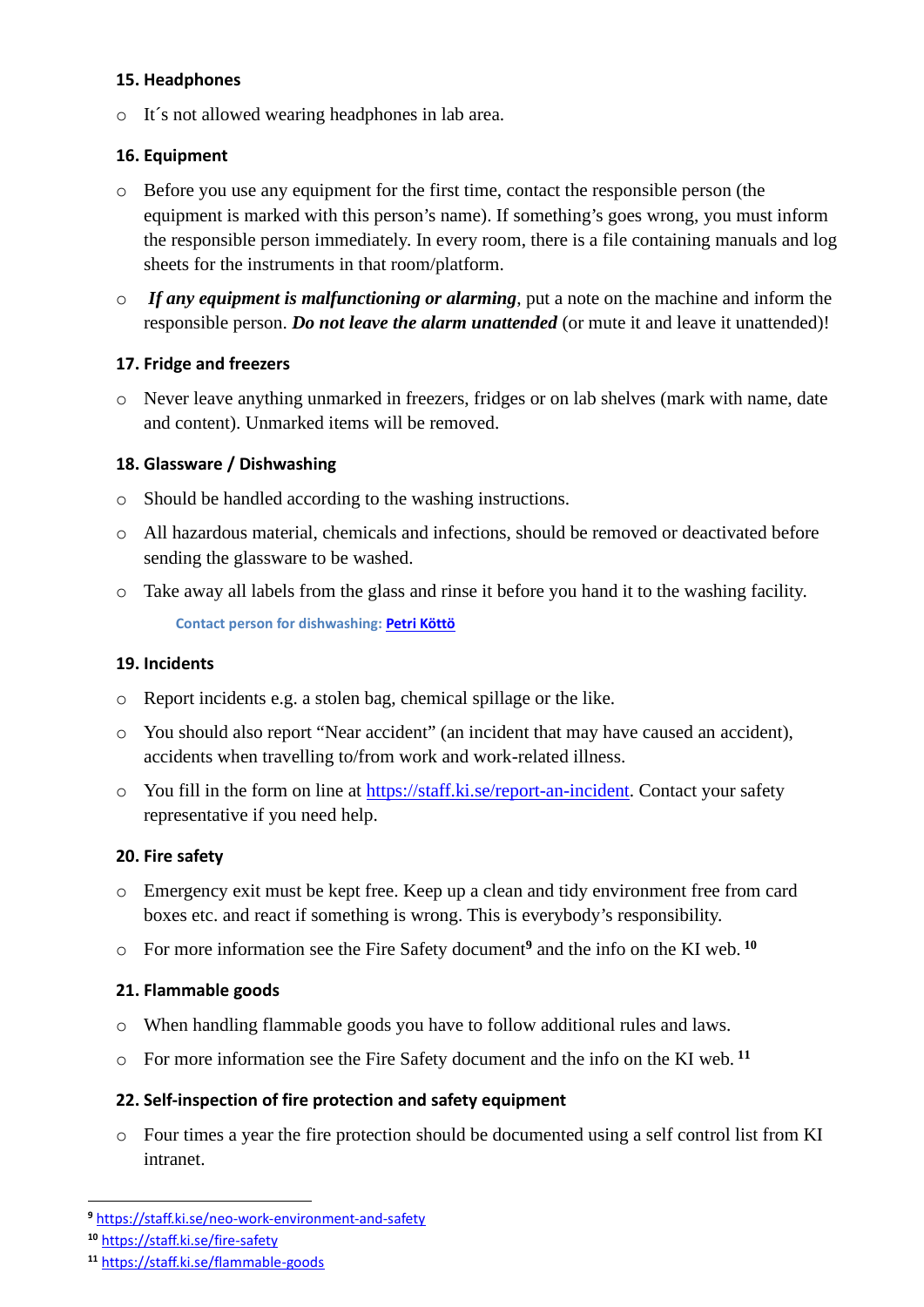**15. Headphones**

- It´s not allowed wearing headphones in lab area.

**16. Equipment**

- Before you use any equipment for the first time, contact the responsible person (the equipment is marked with this person's name). If something's goes wrong, you must inform the responsible person immediately. In every room, there is a file containing manuals and log sheets for the instruments in that room/platform.
- ***If any equipment is malfunctioning or alarming***, put a note on the machine and inform the responsible person. ***Do not leave the alarm unattended*** (or mute it and leave it unattended)!

**17. Fridge and freezers**

- Never leave anything unmarked in freezers, fridges or on lab shelves (mark with name, date and content). Unmarked items will be removed.

**18. Glassware / Dishwashing**

- Should be handled according to the washing instructions.
- All hazardous material, chemicals and infections, should be removed or deactivated before sending the glassware to be washed.
- Take away all labels from the glass and rinse it before you hand it to the washing facility.

**Contact person for dishwashing: Petri Köttö**

**19. Incidents**

- Report incidents e.g. a stolen bag, chemical spillage or the like.
- You should also report "Near accident" (an incident that may have caused an accident), accidents when travelling to/from work and work-related illness.
- You fill in the form on line at https://staff.ki.se/report-an-incident. Contact your safety representative if you need help.

**20. Fire safety**

- Emergency exit must be kept free. Keep up a clean and tidy environment free from card boxes etc. and react if something is wrong. This is everybody's responsibility.
- For more information see the Fire Safety document[9] and the info on the KI web. [10]

**21. Flammable goods**

- When handling flammable goods you have to follow additional rules and laws.
- For more information see the Fire Safety document and the info on the KI web. [11]

**22. Self-inspection of fire protection and safety equipment**

- Four times a year the fire protection should be documented using a self control list from KI intranet.

---

[9] https://staff.ki.se/neo-work-environment-and-safety

[10] https://staff.ki.se/fire-safety

[11] https://staff.ki.se/flammable-goods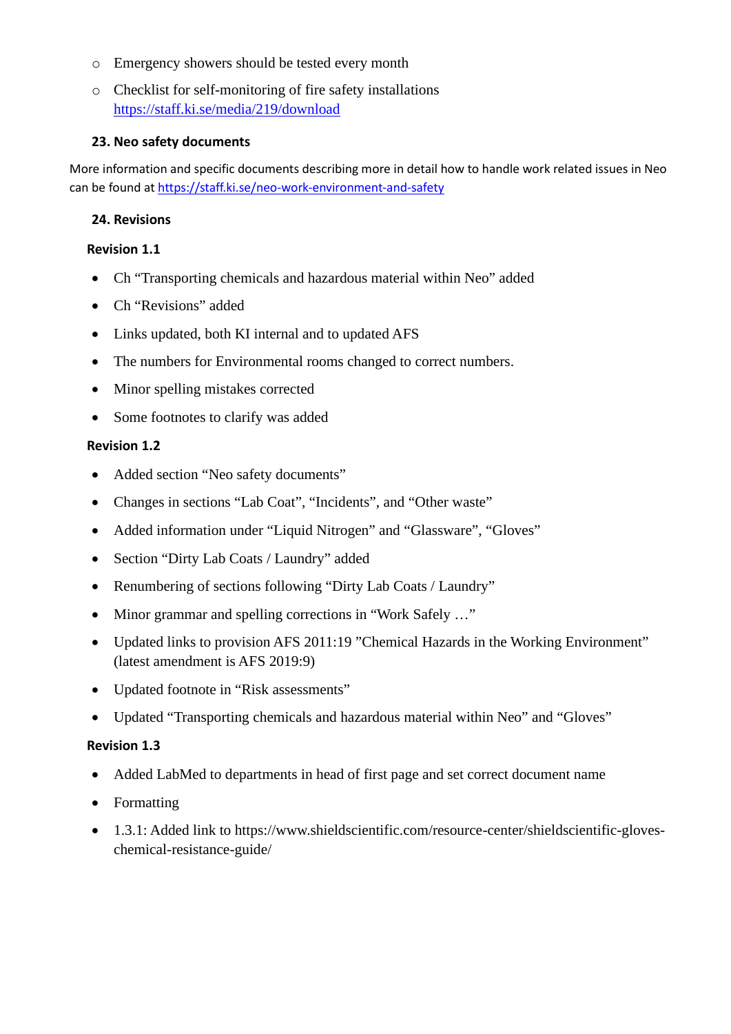- Emergency showers should be tested every month
- Checklist for self-monitoring of fire safety installations https://staff.ki.se/media/219/download

## 23. Neo safety documents

More information and specific documents describing more in detail how to handle work related issues in Neo can be found at https://staff.ki.se/neo-work-environment-and-safety

## 24. Revisions

### Revision 1.1

- Ch “Transporting chemicals and hazardous material within Neo” added
- Ch “Revisions” added
- Links updated, both KI internal and to updated AFS
- The numbers for Environmental rooms changed to correct numbers.
- Minor spelling mistakes corrected
- Some footnotes to clarify was added

### Revision 1.2

- Added section “Neo safety documents”
- Changes in sections “Lab Coat”, “Incidents”, and “Other waste”
- Added information under “Liquid Nitrogen” and “Glassware”, “Gloves”
- Section “Dirty Lab Coats / Laundry” added
- Renumbering of sections following “Dirty Lab Coats / Laundry”
- Minor grammar and spelling corrections in “Work Safely …”
- Updated links to provision AFS 2011:19 ”Chemical Hazards in the Working Environment” (latest amendment is AFS 2019:9)
- Updated footnote in “Risk assessments”
- Updated “Transporting chemicals and hazardous material within Neo” and “Gloves”

### Revision 1.3

- Added LabMed to departments in head of first page and set correct document name
- Formatting
- 1.3.1: Added link to https://www.shieldscientific.com/resource-center/shieldscientific-gloves-chemical-resistance-guide/